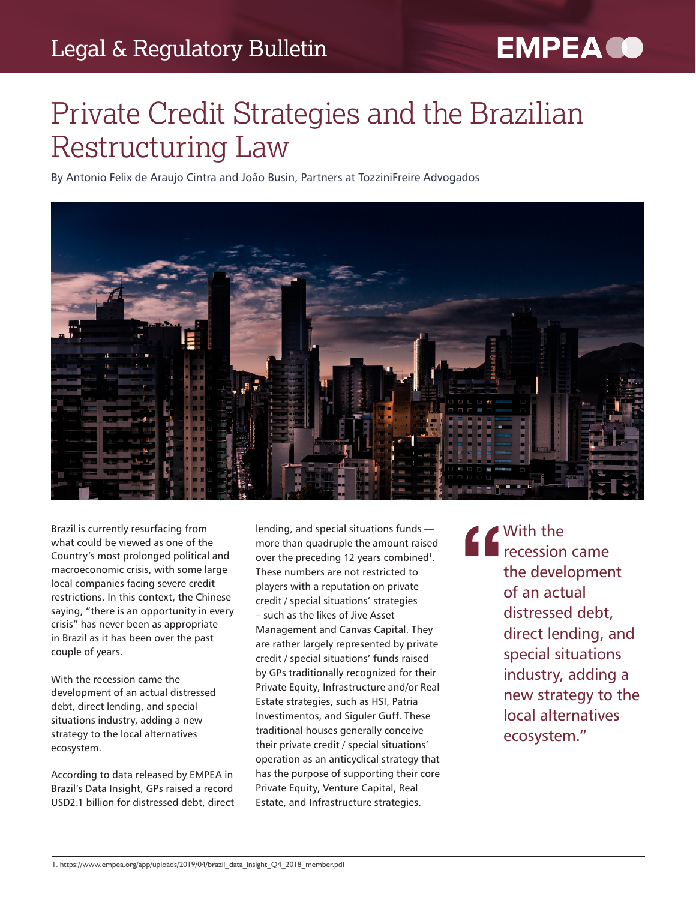# Private Credit Strategies and the Brazilian Restructuring Law

By Antonio Felix de Araujo Cintra and João Busin, Partners at TozziniFreire Advogados

Brazil is currently resurfacing from what could be viewed as one of the Country's most prolonged political and macroeconomic crisis, with some large local companies facing severe credit restrictions. In this context, the Chinese saying, "there is an opportunity in every crisis" has never been as appropriate in Brazil as it has been over the past couple of years.

With the recession came the development of an actual distressed debt, direct lending, and special situations industry, adding a new strategy to the local alternatives ecosystem.

According to data released by EMPEA in Brazil's Data Insight, GPs raised a record USD2.1 billion for distressed debt, direct lending, and special situations funds — more than quadruple the amount raised over the preceding 12 years combined[1]. These numbers are not restricted to players with a reputation on private credit / special situations' strategies – such as the likes of Jive Asset Management and Canvas Capital. They are rather largely represented by private credit / special situations' funds raised by GPs traditionally recognized for their Private Equity, Infrastructure and/or Real Estate strategies, such as HSI, Patria Investimentos, and Siguler Guff. These traditional houses generally conceive their private credit / special situations' operation as an anticyclical strategy that has the purpose of supporting their core Private Equity, Venture Capital, Real Estate, and Infrastructure strategies.

> "With the recession came the development of an actual distressed debt, direct lending, and special situations industry, adding a new strategy to the local alternatives ecosystem."

1. https://www.empea.org/app/uploads/2019/04/brazil_data_insight_Q4_2018_member.pdf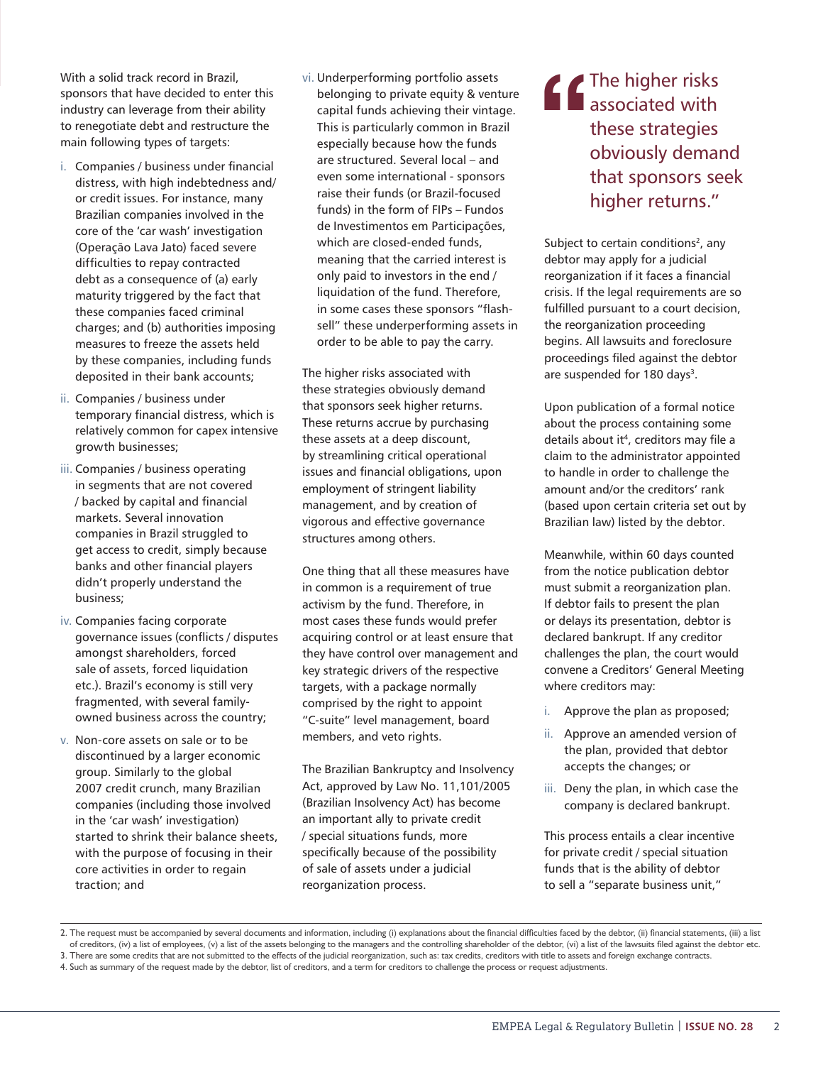With a solid track record in Brazil, sponsors that have decided to enter this industry can leverage from their ability to renegotiate debt and restructure the main following types of targets:

i. Companies / business under financial distress, with high indebtedness and/or credit issues. For instance, many Brazilian companies involved in the core of the 'car wash' investigation (Operação Lava Jato) faced severe difficulties to repay contracted debt as a consequence of (a) early maturity triggered by the fact that these companies faced criminal charges; and (b) authorities imposing measures to freeze the assets held by these companies, including funds deposited in their bank accounts;

ii. Companies / business under temporary financial distress, which is relatively common for capex intensive growth businesses;

iii. Companies / business operating in segments that are not covered / backed by capital and financial markets. Several innovation companies in Brazil struggled to get access to credit, simply because banks and other financial players didn't properly understand the business;

iv. Companies facing corporate governance issues (conflicts / disputes amongst shareholders, forced sale of assets, forced liquidation etc.). Brazil's economy is still very fragmented, with several family-owned business across the country;

v. Non-core assets on sale or to be discontinued by a larger economic group. Similarly to the global 2007 credit crunch, many Brazilian companies (including those involved in the 'car wash' investigation) started to shrink their balance sheets, with the purpose of focusing in their core activities in order to regain traction; and

vi. Underperforming portfolio assets belonging to private equity & venture capital funds achieving their vintage. This is particularly common in Brazil especially because how the funds are structured. Several local – and even some international - sponsors raise their funds (or Brazil-focused funds) in the form of FIPs – Fundos de Investimentos em Participações, which are closed-ended funds, meaning that the carried interest is only paid to investors in the end / liquidation of the fund. Therefore, in some cases these sponsors "flash-sell" these underperforming assets in order to be able to pay the carry.

The higher risks associated with these strategies obviously demand that sponsors seek higher returns. These returns accrue by purchasing these assets at a deep discount, by streamlining critical operational issues and financial obligations, upon employment of stringent liability management, and by creation of vigorous and effective governance structures among others.

One thing that all these measures have in common is a requirement of true activism by the fund. Therefore, in most cases these funds would prefer acquiring control or at least ensure that they have control over management and key strategic drivers of the respective targets, with a package normally comprised by the right to appoint "C-suite" level management, board members, and veto rights.

The Brazilian Bankruptcy and Insolvency Act, approved by Law No. 11,101/2005 (Brazilian Insolvency Act) has become an important ally to private credit / special situations funds, more specifically because of the possibility of sale of assets under a judicial reorganization process.

> "The higher risks associated with these strategies obviously demand that sponsors seek higher returns."

Subject to certain conditions[2], any debtor may apply for a judicial reorganization if it faces a financial crisis. If the legal requirements are so fulfilled pursuant to a court decision, the reorganization proceeding begins. All lawsuits and foreclosure proceedings filed against the debtor are suspended for 180 days[3].

Upon publication of a formal notice about the process containing some details about it[4], creditors may file a claim to the administrator appointed to handle in order to challenge the amount and/or the creditors' rank (based upon certain criteria set out by Brazilian law) listed by the debtor.

Meanwhile, within 60 days counted from the notice publication debtor must submit a reorganization plan. If debtor fails to present the plan or delays its presentation, debtor is declared bankrupt. If any creditor challenges the plan, the court would convene a Creditors' General Meeting where creditors may:

i. Approve the plan as proposed;

ii. Approve an amended version of the plan, provided that debtor accepts the changes; or

iii. Deny the plan, in which case the company is declared bankrupt.

This process entails a clear incentive for private credit / special situation funds that is the ability of debtor to sell a "separate business unit,"

---

2. The request must be accompanied by several documents and information, including (i) explanations about the financial difficulties faced by the debtor, (ii) financial statements, (iii) a list of creditors, (iv) a list of employees, (v) a list of the assets belonging to the managers and the controlling shareholder of the debtor, (vi) a list of the lawsuits filed against the debtor etc.
3. There are some credits that are not submitted to the effects of the judicial reorganization, such as: tax credits, creditors with title to assets and foreign exchange contracts.
4. Such as summary of the request made by the debtor, list of creditors, and a term for creditors to challenge the process or request adjustments.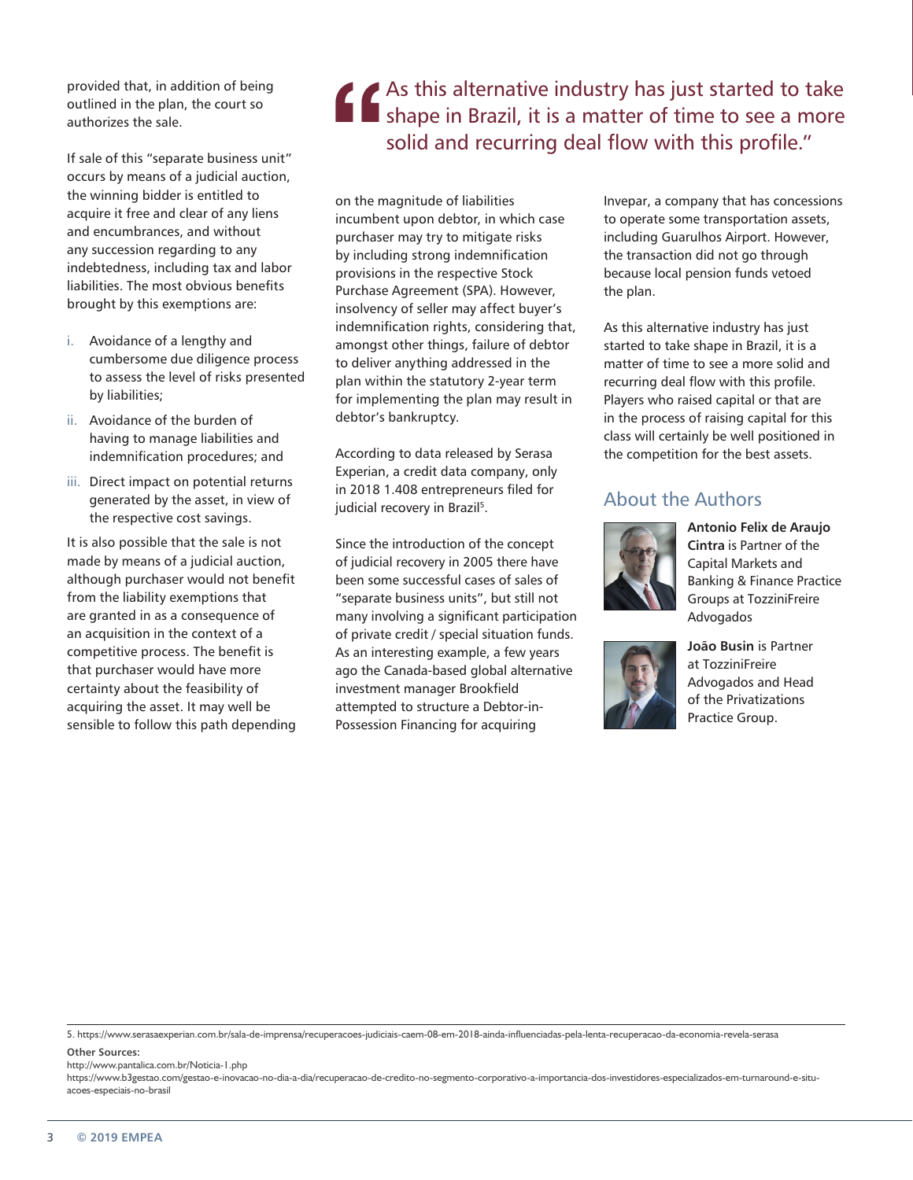provided that, in addition of being outlined in the plan, the court so authorizes the sale.

If sale of this "separate business unit" occurs by means of a judicial auction, the winning bidder is entitled to acquire it free and clear of any liens and encumbrances, and without any succession regarding to any indebtedness, including tax and labor liabilities. The most obvious benefits brought by this exemptions are:

i. Avoidance of a lengthy and cumbersome due diligence process to assess the level of risks presented by liabilities;
ii. Avoidance of the burden of having to manage liabilities and indemnification procedures; and
iii. Direct impact on potential returns generated by the asset, in view of the respective cost savings.

It is also possible that the sale is not made by means of a judicial auction, although purchaser would not benefit from the liability exemptions that are granted in as a consequence of an acquisition in the context of a competitive process. The benefit is that purchaser would have more certainty about the feasibility of acquiring the asset. It may well be sensible to follow this path depending on the magnitude of liabilities incumbent upon debtor, in which case purchaser may try to mitigate risks by including strong indemnification provisions in the respective Stock Purchase Agreement (SPA). However, insolvency of seller may affect buyer's indemnification rights, considering that, amongst other things, failure of debtor to deliver anything addressed in the plan within the statutory 2-year term for implementing the plan may result in debtor's bankruptcy.

> "As this alternative industry has just started to take shape in Brazil, it is a matter of time to see a more solid and recurring deal flow with this profile."

According to data released by Serasa Experian, a credit data company, only in 2018 1.408 entrepreneurs filed for judicial recovery in Brazil[5].

Since the introduction of the concept of judicial recovery in 2005 there have been some successful cases of sales of "separate business units", but still not many involving a significant participation of private credit / special situation funds. As an interesting example, a few years ago the Canada-based global alternative investment manager Brookfield attempted to structure a Debtor-in-Possession Financing for acquiring Invepar, a company that has concessions to operate some transportation assets, including Guarulhos Airport. However, the transaction did not go through because local pension funds vetoed the plan.

As this alternative industry has just started to take shape in Brazil, it is a matter of time to see a more solid and recurring deal flow with this profile. Players who raised capital or that are in the process of raising capital for this class will certainly be well positioned in the competition for the best assets.

## About the Authors

**Antonio Felix de Araujo Cintra** is Partner of the Capital Markets and Banking & Finance Practice Groups at TozziniFreire Advogados

**João Busin** is Partner at TozziniFreire Advogados and Head of the Privatizations Practice Group.

---

5. https://www.serasaexperian.com.br/sala-de-imprensa/recuperacoes-judiciais-caem-08-em-2018-ainda-influenciadas-pela-lenta-recuperacao-da-economia-revela-serasa

**Other Sources:**

http://www.pantalica.com.br/Noticia-1.php

https://www.b3gestao.com/gestao-e-inovacao-no-dia-a-dia/recuperacao-de-credito-no-segmento-corporativo-a-importancia-dos-investidores-especializados-em-turnaround-e-situacoes-especiais-no-brasil

© 2019 EMPEA